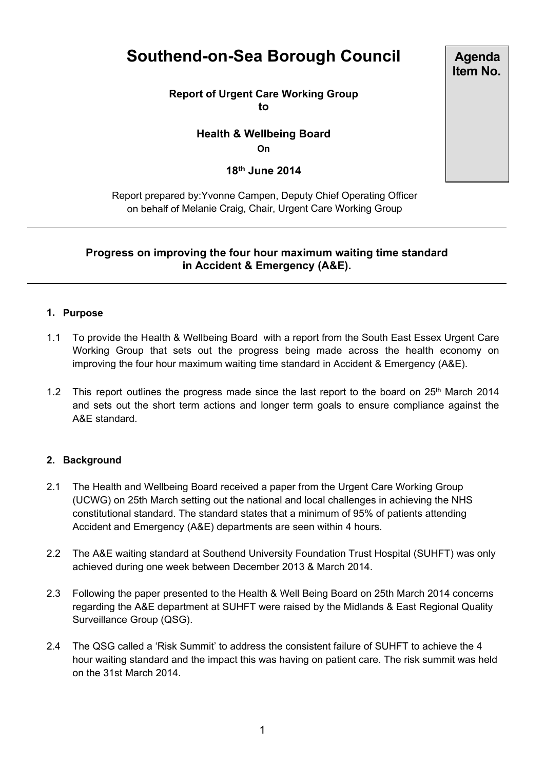# Southend-on-Sea Borough Council

**Agenda Item No.**

**Report of Urgent Care Working Group to**

**Health & Wellbeing Board**

**On**

**18th June 2014**

Report prepared by:Yvonne Campen, Deputy Chief Operating Officer on behalf of Melanie Craig, Chair, Urgent Care Working Group

---

**Progress on improving the four hour maximum waiting time standard in Accident & Emergency (A&E).**

---

## 1. Purpose

1.1 To provide the Health & Wellbeing Board with a report from the South East Essex Urgent Care Working Group that sets out the progress being made across the health economy on improving the four hour maximum waiting time standard in Accident & Emergency (A&E).

1.2 This report outlines the progress made since the last report to the board on 25th March 2014 and sets out the short term actions and longer term goals to ensure compliance against the A&E standard.

## 2. Background

2.1 The Health and Wellbeing Board received a paper from the Urgent Care Working Group (UCWG) on 25th March setting out the national and local challenges in achieving the NHS constitutional standard. The standard states that a minimum of 95% of patients attending Accident and Emergency (A&E) departments are seen within 4 hours.

2.2 The A&E waiting standard at Southend University Foundation Trust Hospital (SUHFT) was only achieved during one week between December 2013 & March 2014.

2.3 Following the paper presented to the Health & Well Being Board on 25th March 2014 concerns regarding the A&E department at SUHFT were raised by the Midlands & East Regional Quality Surveillance Group (QSG).

2.4 The QSG called a 'Risk Summit' to address the consistent failure of SUHFT to achieve the 4 hour waiting standard and the impact this was having on patient care. The risk summit was held on the 31st March 2014.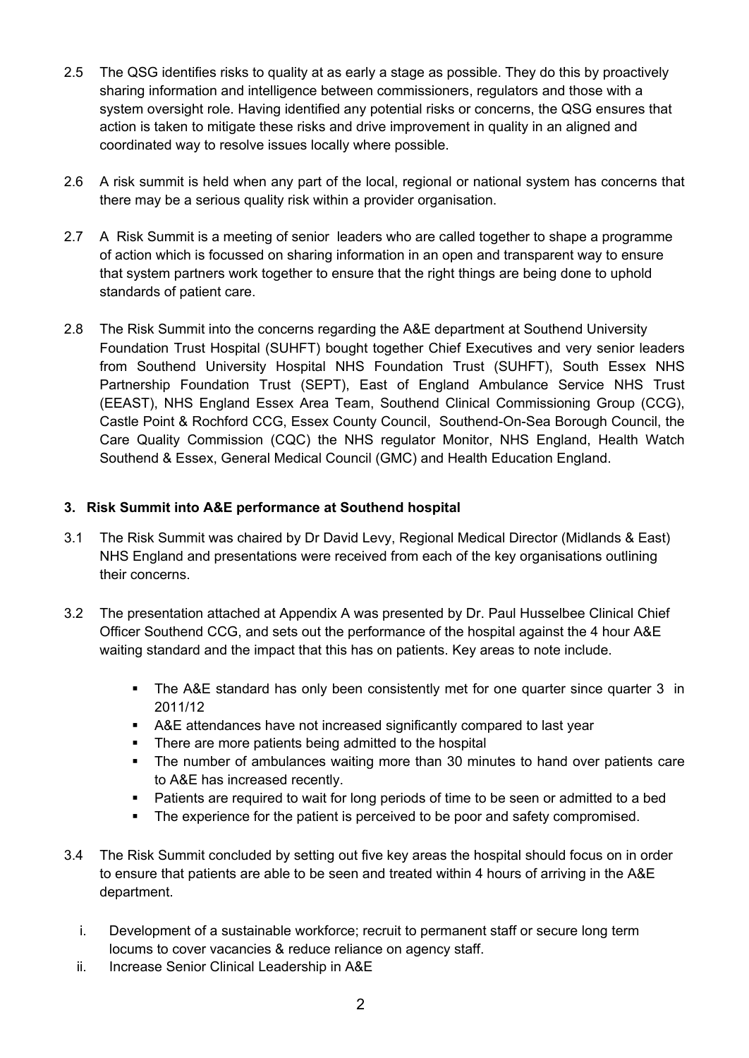2.5 The QSG identifies risks to quality at as early a stage as possible. They do this by proactively sharing information and intelligence between commissioners, regulators and those with a system oversight role. Having identified any potential risks or concerns, the QSG ensures that action is taken to mitigate these risks and drive improvement in quality in an aligned and coordinated way to resolve issues locally where possible.

2.6 A risk summit is held when any part of the local, regional or national system has concerns that there may be a serious quality risk within a provider organisation.

2.7 A Risk Summit is a meeting of senior leaders who are called together to shape a programme of action which is focussed on sharing information in an open and transparent way to ensure that system partners work together to ensure that the right things are being done to uphold standards of patient care.

2.8 The Risk Summit into the concerns regarding the A&E department at Southend University Foundation Trust Hospital (SUHFT) bought together Chief Executives and very senior leaders from Southend University Hospital NHS Foundation Trust (SUHFT), South Essex NHS Partnership Foundation Trust (SEPT), East of England Ambulance Service NHS Trust (EEAST), NHS England Essex Area Team, Southend Clinical Commissioning Group (CCG), Castle Point & Rochford CCG, Essex County Council, Southend-On-Sea Borough Council, the Care Quality Commission (CQC) the NHS regulator Monitor, NHS England, Health Watch Southend & Essex, General Medical Council (GMC) and Health Education England.

### 3. Risk Summit into A&E performance at Southend hospital

3.1 The Risk Summit was chaired by Dr David Levy, Regional Medical Director (Midlands & East) NHS England and presentations were received from each of the key organisations outlining their concerns.

3.2 The presentation attached at Appendix A was presented by Dr. Paul Husselbee Clinical Chief Officer Southend CCG, and sets out the performance of the hospital against the 4 hour A&E waiting standard and the impact that this has on patients. Key areas to note include.

- The A&E standard has only been consistently met for one quarter since quarter 3 in 2011/12
- A&E attendances have not increased significantly compared to last year
- There are more patients being admitted to the hospital
- The number of ambulances waiting more than 30 minutes to hand over patients care to A&E has increased recently.
- Patients are required to wait for long periods of time to be seen or admitted to a bed
- The experience for the patient is perceived to be poor and safety compromised.

3.4 The Risk Summit concluded by setting out five key areas the hospital should focus on in order to ensure that patients are able to be seen and treated within 4 hours of arriving in the A&E department.

i. Development of a sustainable workforce; recruit to permanent staff or secure long term locums to cover vacancies & reduce reliance on agency staff.
ii. Increase Senior Clinical Leadership in A&E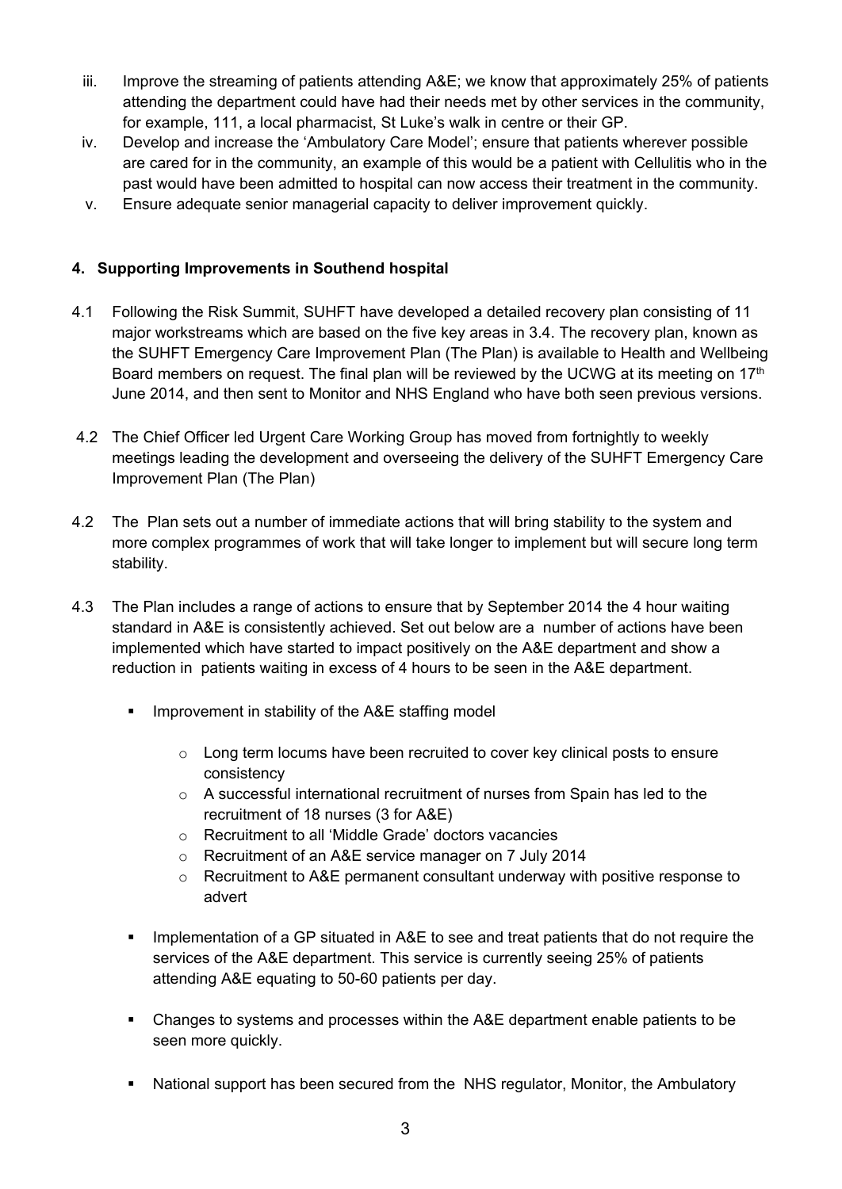iii. Improve the streaming of patients attending A&E; we know that approximately 25% of patients attending the department could have had their needs met by other services in the community, for example, 111, a local pharmacist, St Luke's walk in centre or their GP.

iv. Develop and increase the 'Ambulatory Care Model'; ensure that patients wherever possible are cared for in the community, an example of this would be a patient with Cellulitis who in the past would have been admitted to hospital can now access their treatment in the community.

v. Ensure adequate senior managerial capacity to deliver improvement quickly.

## 4. Supporting Improvements in Southend hospital

4.1 Following the Risk Summit, SUHFT have developed a detailed recovery plan consisting of 11 major workstreams which are based on the five key areas in 3.4. The recovery plan, known as the SUHFT Emergency Care Improvement Plan (The Plan) is available to Health and Wellbeing Board members on request. The final plan will be reviewed by the UCWG at its meeting on 17th June 2014, and then sent to Monitor and NHS England who have both seen previous versions.

4.2 The Chief Officer led Urgent Care Working Group has moved from fortnightly to weekly meetings leading the development and overseeing the delivery of the SUHFT Emergency Care Improvement Plan (The Plan)

4.2 The Plan sets out a number of immediate actions that will bring stability to the system and more complex programmes of work that will take longer to implement but will secure long term stability.

4.3 The Plan includes a range of actions to ensure that by September 2014 the 4 hour waiting standard in A&E is consistently achieved. Set out below are a number of actions have been implemented which have started to impact positively on the A&E department and show a reduction in patients waiting in excess of 4 hours to be seen in the A&E department.

- Improvement in stability of the A&E staffing model
  - Long term locums have been recruited to cover key clinical posts to ensure consistency
  - A successful international recruitment of nurses from Spain has led to the recruitment of 18 nurses (3 for A&E)
  - Recruitment to all 'Middle Grade' doctors vacancies
  - Recruitment of an A&E service manager on 7 July 2014
  - Recruitment to A&E permanent consultant underway with positive response to advert
- Implementation of a GP situated in A&E to see and treat patients that do not require the services of the A&E department. This service is currently seeing 25% of patients attending A&E equating to 50-60 patients per day.
- Changes to systems and processes within the A&E department enable patients to be seen more quickly.
- National support has been secured from the NHS regulator, Monitor, the Ambulatory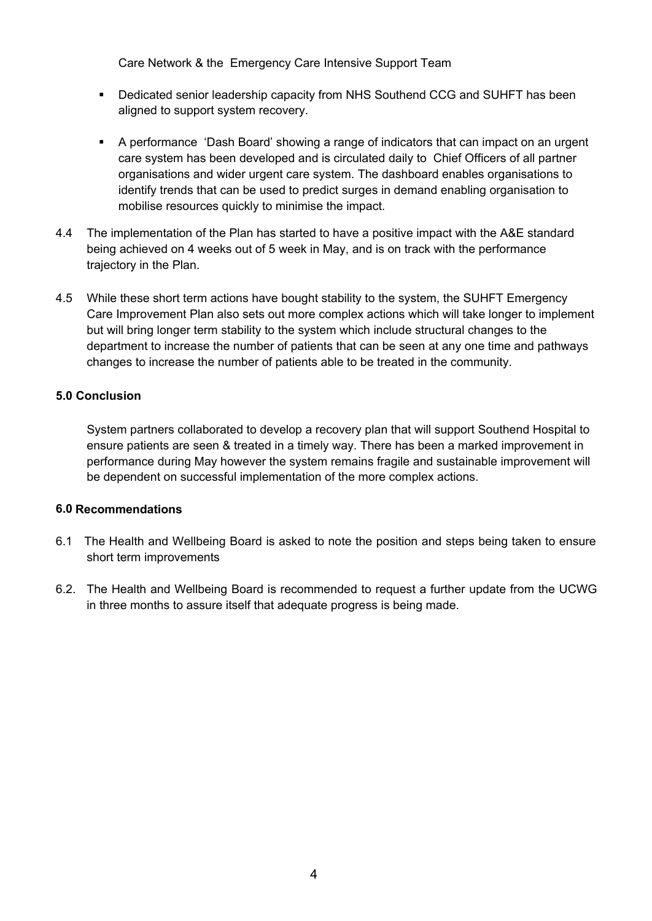Care Network & the Emergency Care Intensive Support Team

- Dedicated senior leadership capacity from NHS Southend CCG and SUHFT has been aligned to support system recovery.

- A performance 'Dash Board' showing a range of indicators that can impact on an urgent care system has been developed and is circulated daily to Chief Officers of all partner organisations and wider urgent care system. The dashboard enables organisations to identify trends that can be used to predict surges in demand enabling organisation to mobilise resources quickly to minimise the impact.

4.4 The implementation of the Plan has started to have a positive impact with the A&E standard being achieved on 4 weeks out of 5 week in May, and is on track with the performance trajectory in the Plan.

4.5 While these short term actions have bought stability to the system, the SUHFT Emergency Care Improvement Plan also sets out more complex actions which will take longer to implement but will bring longer term stability to the system which include structural changes to the department to increase the number of patients that can be seen at any one time and pathways changes to increase the number of patients able to be treated in the community.

**5.0 Conclusion**

System partners collaborated to develop a recovery plan that will support Southend Hospital to ensure patients are seen & treated in a timely way. There has been a marked improvement in performance during May however the system remains fragile and sustainable improvement will be dependent on successful implementation of the more complex actions.

**6.0 Recommendations**

6.1 The Health and Wellbeing Board is asked to note the position and steps being taken to ensure short term improvements

6.2. The Health and Wellbeing Board is recommended to request a further update from the UCWG in three months to assure itself that adequate progress is being made.